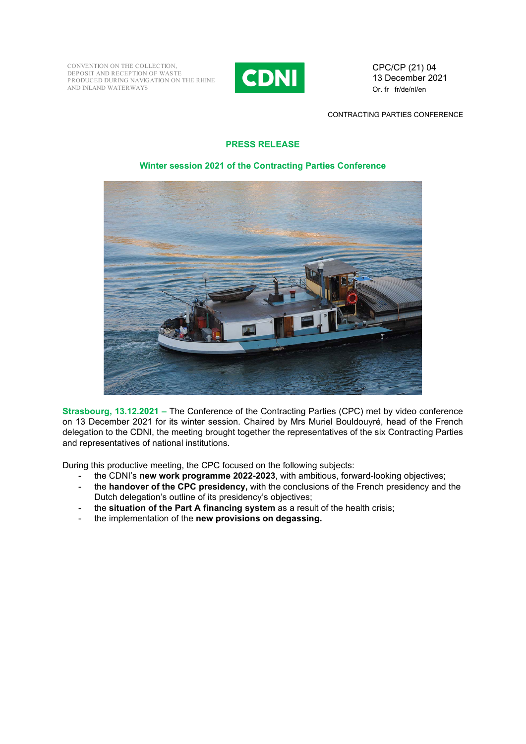CONVENTION ON THE COLLECTION, DEPOSIT AND RECEPTION OF WASTE PRODUCED DURING NAVIGATION ON THE RHINE AND INLAND WATERWAYS

CDNI

CPC/CP (21) 04
13 December 2021
Or. fr fr/de/nl/en

CONTRACTING PARTIES CONFERENCE

# PRESS RELEASE

## Winter session 2021 of the Contracting Parties Conference

**Strasbourg, 13.12.2021 –** The Conference of the Contracting Parties (CPC) met by video conference on 13 December 2021 for its winter session. Chaired by Mrs Muriel Bouldouyré, head of the French delegation to the CDNI, the meeting brought together the representatives of the six Contracting Parties and representatives of national institutions.

During this productive meeting, the CPC focused on the following subjects:

- the CDNI's **new work programme 2022-2023**, with ambitious, forward-looking objectives;
- the **handover of the CPC presidency,** with the conclusions of the French presidency and the Dutch delegation's outline of its presidency's objectives;
- the **situation of the Part A financing system** as a result of the health crisis;
- the implementation of the **new provisions on degassing.**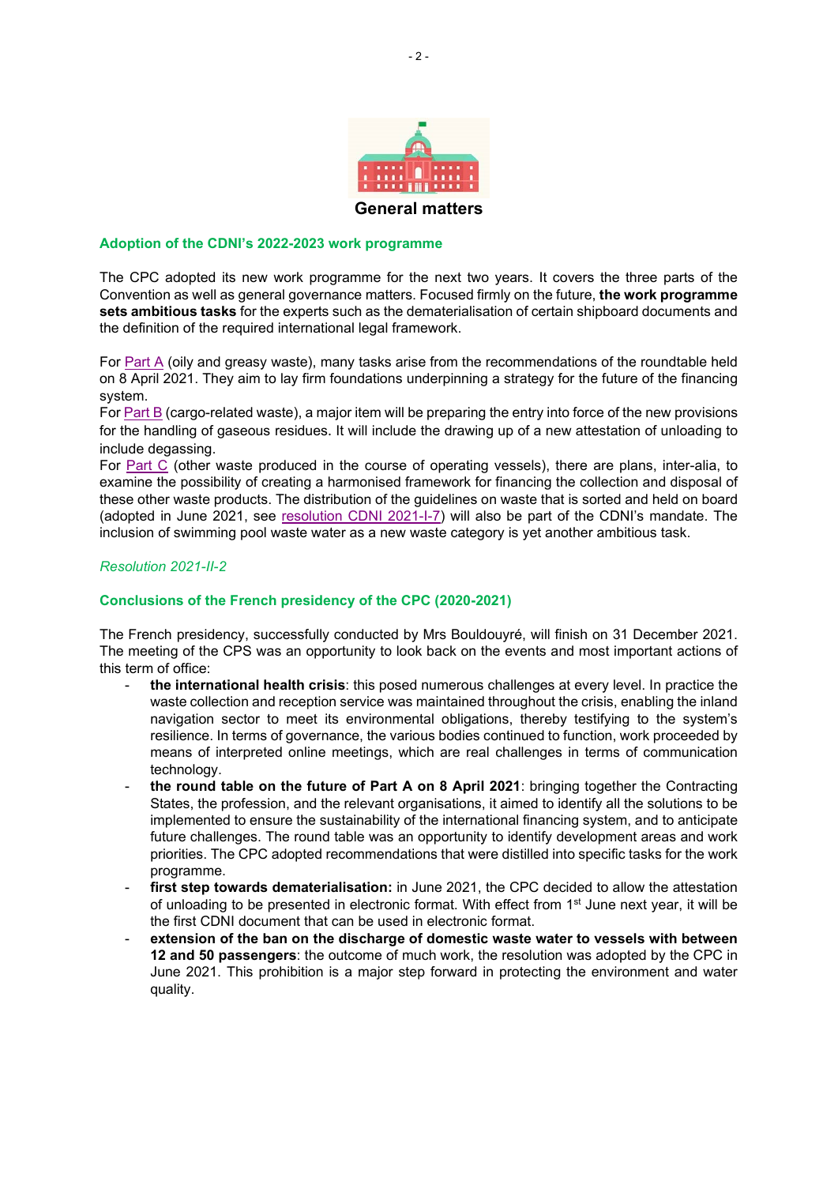## General matters

### Adoption of the CDNI's 2022-2023 work programme

The CPC adopted its new work programme for the next two years. It covers the three parts of the Convention as well as general governance matters. Focused firmly on the future, **the work programme sets ambitious tasks** for the experts such as the dematerialisation of certain shipboard documents and the definition of the required international legal framework.

For Part A (oily and greasy waste), many tasks arise from the recommendations of the roundtable held on 8 April 2021. They aim to lay firm foundations underpinning a strategy for the future of the financing system.
For Part B (cargo-related waste), a major item will be preparing the entry into force of the new provisions for the handling of gaseous residues. It will include the drawing up of a new attestation of unloading to include degassing.
For Part C (other waste produced in the course of operating vessels), there are plans, inter-alia, to examine the possibility of creating a harmonised framework for financing the collection and disposal of these other waste products. The distribution of the guidelines on waste that is sorted and held on board (adopted in June 2021, see resolution CDNI 2021-I-7) will also be part of the CDNI's mandate. The inclusion of swimming pool waste water as a new waste category is yet another ambitious task.

*Resolution 2021-II-2*

### Conclusions of the French presidency of the CPC (2020-2021)

The French presidency, successfully conducted by Mrs Bouldouyré, will finish on 31 December 2021. The meeting of the CPS was an opportunity to look back on the events and most important actions of this term of office:

- **the international health crisis**: this posed numerous challenges at every level. In practice the waste collection and reception service was maintained throughout the crisis, enabling the inland navigation sector to meet its environmental obligations, thereby testifying to the system's resilience. In terms of governance, the various bodies continued to function, work proceeded by means of interpreted online meetings, which are real challenges in terms of communication technology.
- **the round table on the future of Part A on 8 April 2021**: bringing together the Contracting States, the profession, and the relevant organisations, it aimed to identify all the solutions to be implemented to ensure the sustainability of the international financing system, and to anticipate future challenges. The round table was an opportunity to identify development areas and work priorities. The CPC adopted recommendations that were distilled into specific tasks for the work programme.
- **first step towards dematerialisation:** in June 2021, the CPC decided to allow the attestation of unloading to be presented in electronic format. With effect from 1st June next year, it will be the first CDNI document that can be used in electronic format.
- **extension of the ban on the discharge of domestic waste water to vessels with between 12 and 50 passengers**: the outcome of much work, the resolution was adopted by the CPC in June 2021. This prohibition is a major step forward in protecting the environment and water quality.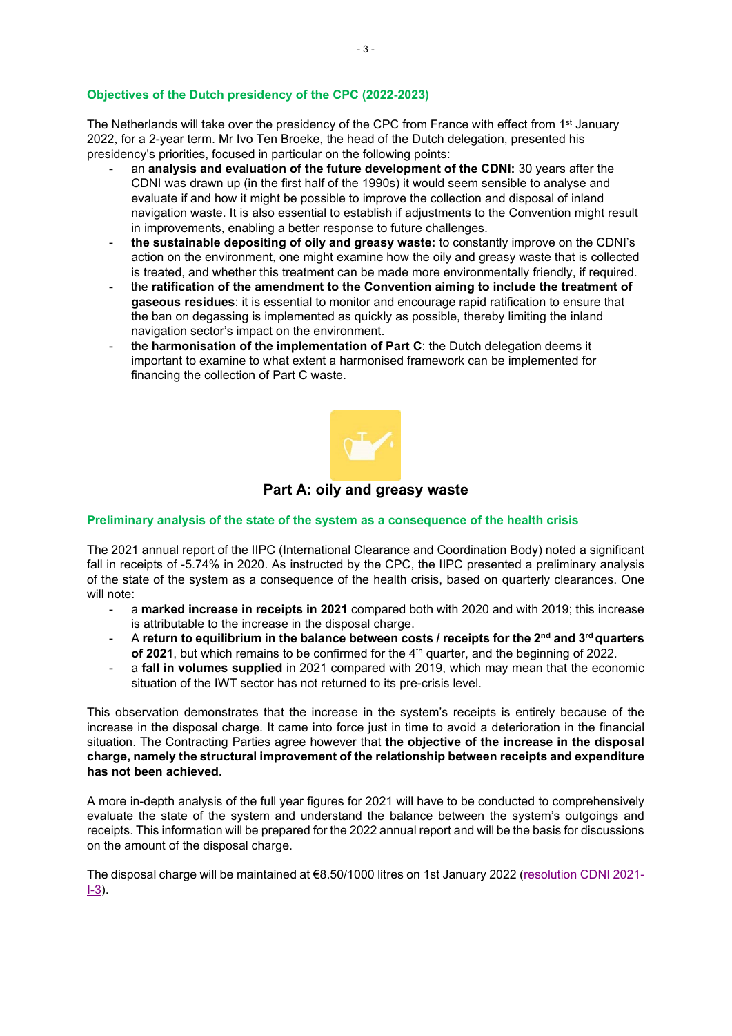### Objectives of the Dutch presidency of the CPC (2022-2023)

The Netherlands will take over the presidency of the CPC from France with effect from 1st January 2022, for a 2-year term. Mr Ivo Ten Broeke, the head of the Dutch delegation, presented his presidency's priorities, focused in particular on the following points:

- an **analysis and evaluation of the future development of the CDNI:** 30 years after the CDNI was drawn up (in the first half of the 1990s) it would seem sensible to analyse and evaluate if and how it might be possible to improve the collection and disposal of inland navigation waste. It is also essential to establish if adjustments to the Convention might result in improvements, enabling a better response to future challenges.
- **the sustainable depositing of oily and greasy waste:** to constantly improve on the CDNI's action on the environment, one might examine how the oily and greasy waste that is collected is treated, and whether this treatment can be made more environmentally friendly, if required.
- the **ratification of the amendment to the Convention aiming to include the treatment of gaseous residues**: it is essential to monitor and encourage rapid ratification to ensure that the ban on degassing is implemented as quickly as possible, thereby limiting the inland navigation sector's impact on the environment.
- the **harmonisation of the implementation of Part C**: the Dutch delegation deems it important to examine to what extent a harmonised framework can be implemented for financing the collection of Part C waste.

## Part A: oily and greasy waste

### Preliminary analysis of the state of the system as a consequence of the health crisis

The 2021 annual report of the IIPC (International Clearance and Coordination Body) noted a significant fall in receipts of -5.74% in 2020. As instructed by the CPC, the IIPC presented a preliminary analysis of the state of the system as a consequence of the health crisis, based on quarterly clearances. One will note:

- a **marked increase in receipts in 2021** compared both with 2020 and with 2019; this increase is attributable to the increase in the disposal charge.
- A **return to equilibrium in the balance between costs / receipts for the 2nd and 3rd quarters of 2021**, but which remains to be confirmed for the 4th quarter, and the beginning of 2022.
- a **fall in volumes supplied** in 2021 compared with 2019, which may mean that the economic situation of the IWT sector has not returned to its pre-crisis level.

This observation demonstrates that the increase in the system's receipts is entirely because of the increase in the disposal charge. It came into force just in time to avoid a deterioration in the financial situation. The Contracting Parties agree however that **the objective of the increase in the disposal charge, namely the structural improvement of the relationship between receipts and expenditure has not been achieved.**

A more in-depth analysis of the full year figures for 2021 will have to be conducted to comprehensively evaluate the state of the system and understand the balance between the system's outgoings and receipts. This information will be prepared for the 2022 annual report and will be the basis for discussions on the amount of the disposal charge.

The disposal charge will be maintained at €8.50/1000 litres on 1st January 2022 (resolution CDNI 2021-I-3).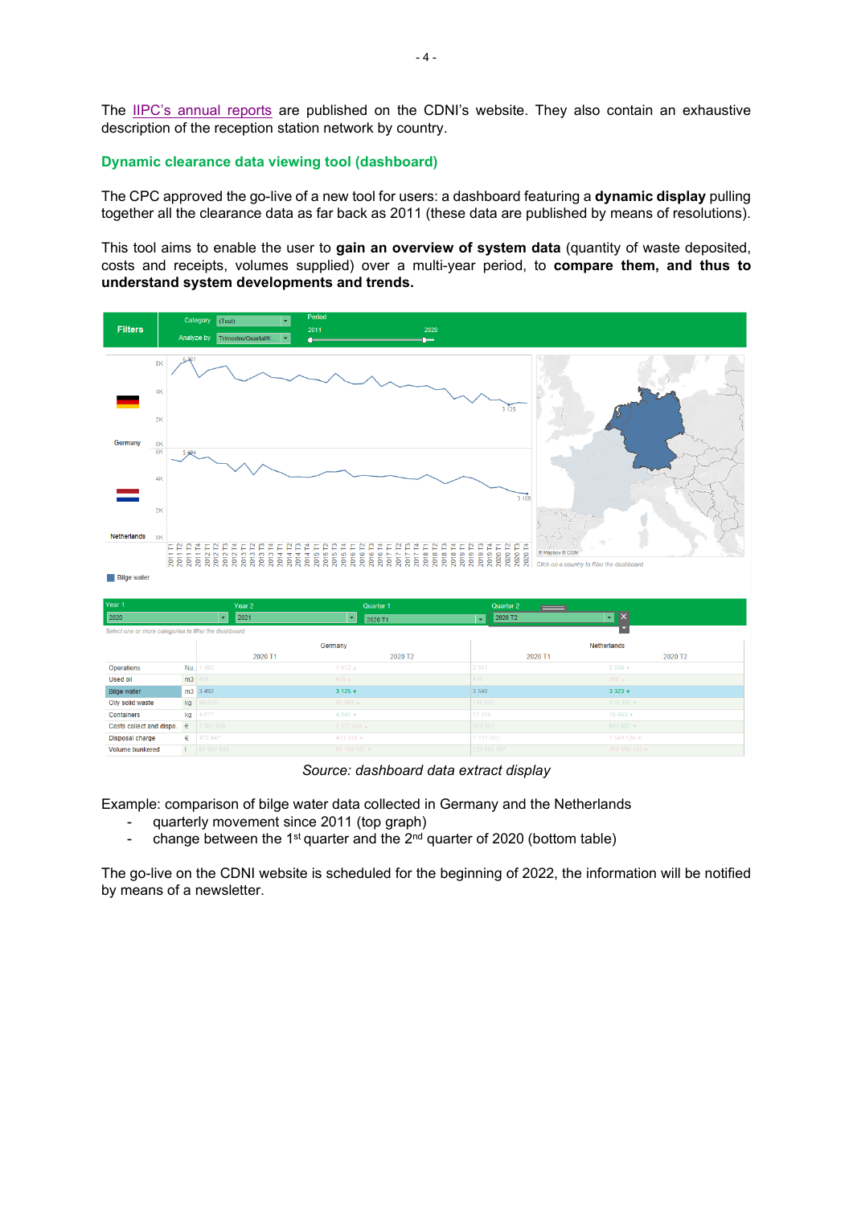The [IIPC's annual reports](IIPC's annual reports) are published on the CDNI's website. They also contain an exhaustive description of the reception station network by country.

## Dynamic clearance data viewing tool (dashboard)

The CPC approved the go-live of a new tool for users: a dashboard featuring a **dynamic display** pulling together all the clearance data as far back as 2011 (these data are published by means of resolutions).

This tool aims to enable the user to **gain an overview of system data** (quantity of waste deposited, costs and receipts, volumes supplied) over a multi-year period, to **compare them, and thus to understand system developments and trends.**

*Source: dashboard data extract display*

Example: comparison of bilge water data collected in Germany and the Netherlands

- quarterly movement since 2011 (top graph)
- change between the 1st quarter and the 2nd quarter of 2020 (bottom table)

The go-live on the CDNI website is scheduled for the beginning of 2022, the information will be notified by means of a newsletter.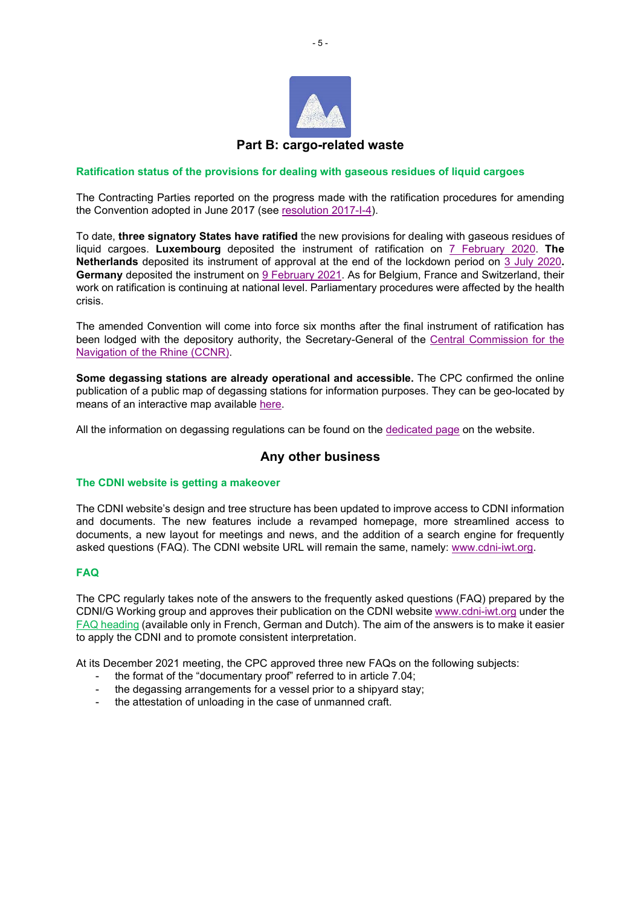## Part B: cargo-related waste

### Ratification status of the provisions for dealing with gaseous residues of liquid cargoes

The Contracting Parties reported on the progress made with the ratification procedures for amending the Convention adopted in June 2017 (see resolution 2017-I-4).

To date, **three signatory States have ratified** the new provisions for dealing with gaseous residues of liquid cargoes. **Luxembourg** deposited the instrument of ratification on 7 February 2020. **The Netherlands** deposited its instrument of approval at the end of the lockdown period on 3 July 2020**. Germany** deposited the instrument on 9 February 2021. As for Belgium, France and Switzerland, their work on ratification is continuing at national level. Parliamentary procedures were affected by the health crisis.

The amended Convention will come into force six months after the final instrument of ratification has been lodged with the depository authority, the Secretary-General of the Central Commission for the Navigation of the Rhine (CCNR).

**Some degassing stations are already operational and accessible.** The CPC confirmed the online publication of a public map of degassing stations for information purposes. They can be geo-located by means of an interactive map available here.

All the information on degassing regulations can be found on the dedicated page on the website.

## Any other business

### The CDNI website is getting a makeover

The CDNI website's design and tree structure has been updated to improve access to CDNI information and documents. The new features include a revamped homepage, more streamlined access to documents, a new layout for meetings and news, and the addition of a search engine for frequently asked questions (FAQ). The CDNI website URL will remain the same, namely: www.cdni-iwt.org.

### FAQ

The CPC regularly takes note of the answers to the frequently asked questions (FAQ) prepared by the CDNI/G Working group and approves their publication on the CDNI website www.cdni-iwt.org under the FAQ heading (available only in French, German and Dutch). The aim of the answers is to make it easier to apply the CDNI and to promote consistent interpretation.

At its December 2021 meeting, the CPC approved three new FAQs on the following subjects:

- the format of the "documentary proof" referred to in article 7.04;
- the degassing arrangements for a vessel prior to a shipyard stay;
- the attestation of unloading in the case of unmanned craft.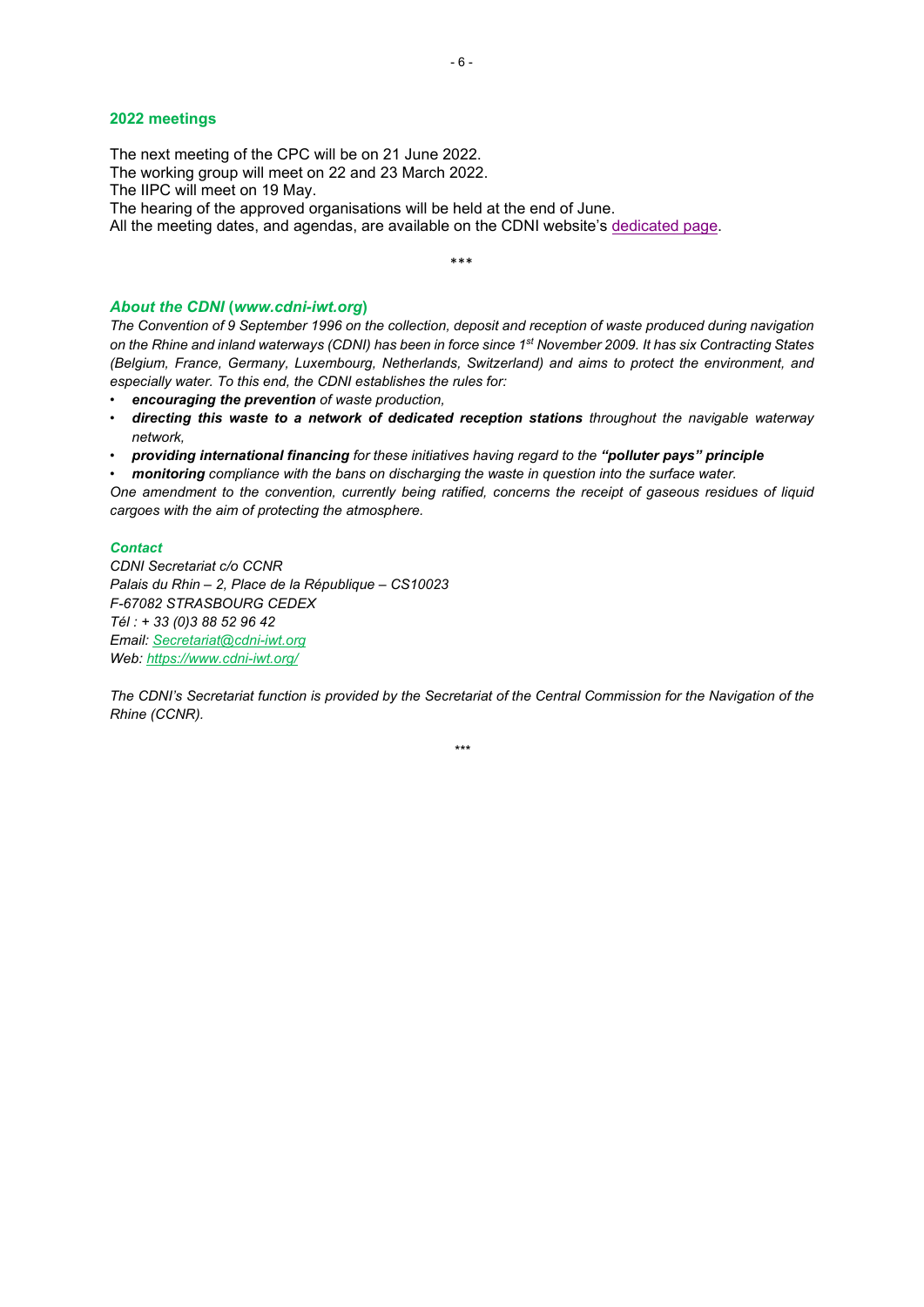## 2022 meetings

The next meeting of the CPC will be on 21 June 2022.
The working group will meet on 22 and 23 March 2022.
The IIPC will meet on 19 May.
The hearing of the approved organisations will be held at the end of June.
All the meeting dates, and agendas, are available on the CDNI website's [dedicated page](#).

\*\*\*

### *About the CDNI (www.cdni-iwt.org)*

*The Convention of 9 September 1996 on the collection, deposit and reception of waste produced during navigation on the Rhine and inland waterways (CDNI) has been in force since 1st November 2009. It has six Contracting States (Belgium, France, Germany, Luxembourg, Netherlands, Switzerland) and aims to protect the environment, and especially water. To this end, the CDNI establishes the rules for:*

- ***encouraging the prevention** of waste production,*
- ***directing this waste to a network of dedicated reception stations** throughout the navigable waterway network,*
- ***providing international financing** for these initiatives having regard to the **"polluter pays" principle***
- ***monitoring** compliance with the bans on discharging the waste in question into the surface water.*

*One amendment to the convention, currently being ratified, concerns the receipt of gaseous residues of liquid cargoes with the aim of protecting the atmosphere.*

### *Contact*

*CDNI Secretariat c/o CCNR*
*Palais du Rhin – 2, Place de la République – CS10023*
*F-67082 STRASBOURG CEDEX*
*Tél : + 33 (0)3 88 52 96 42*
*Email: Secretariat@cdni-iwt.org*
*Web: https://www.cdni-iwt.org/*

*The CDNI's Secretariat function is provided by the Secretariat of the Central Commission for the Navigation of the Rhine (CCNR).*

\*\*\*